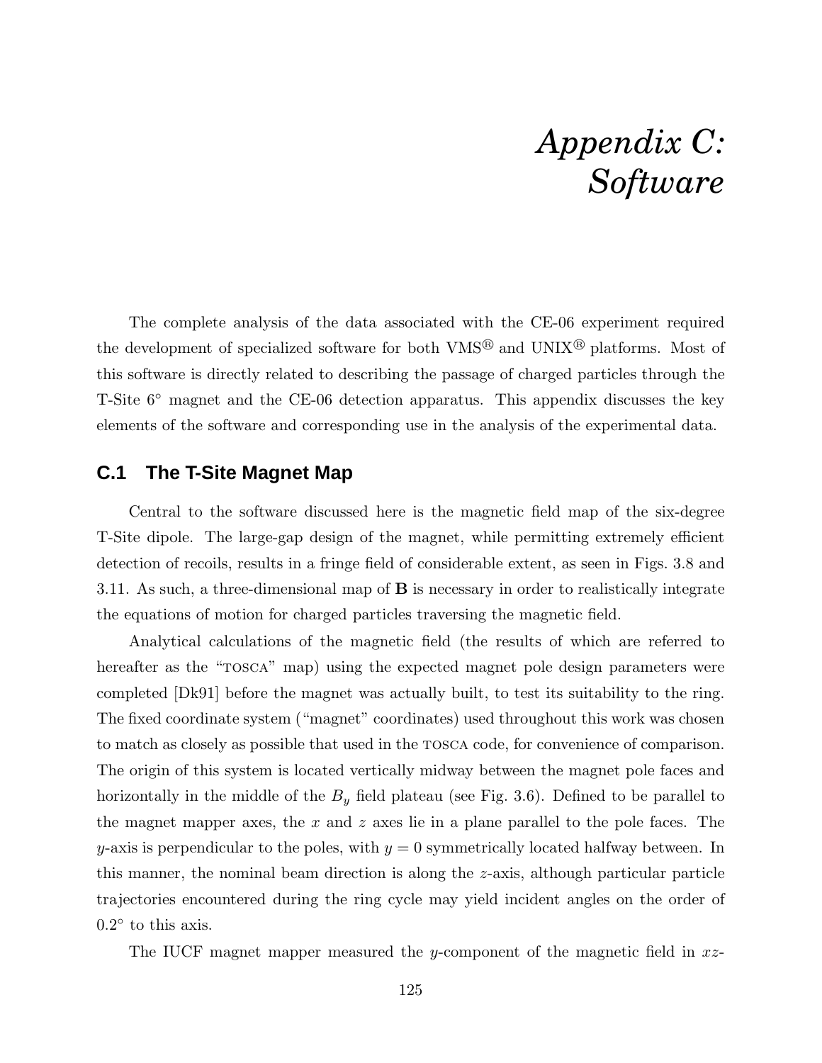# *Appendix C: Software*

The complete analysis of the data associated with the CE-06 experiment required the development of specialized software for both VMS® and UNIX® platforms. Most of this software is directly related to describing the passage of charged particles through the T-Site 6° magnet and the CE-06 detection apparatus. This appendix discusses the key elements of the software and corresponding use in the analysis of the experimental data.

## C.1 The T-Site Magnet Map

Central to the software discussed here is the magnetic field map of the six-degree T-Site dipole. The large-gap design of the magnet, while permitting extremely efficient detection of recoils, results in a fringe field of considerable extent, as seen in Figs. 3.8 and 3.11. As such, a three-dimensional map of $\mathbf{B}$ is necessary in order to realistically integrate the equations of motion for charged particles traversing the magnetic field.

Analytical calculations of the magnetic field (the results of which are referred to hereafter as the "TOSCA" map) using the expected magnet pole design parameters were completed [Dk91] before the magnet was actually built, to test its suitability to the ring. The fixed coordinate system ("magnet" coordinates) used throughout this work was chosen to match as closely as possible that used in the TOSCA code, for convenience of comparison. The origin of this system is located vertically midway between the magnet pole faces and horizontally in the middle of the $B_y$ field plateau (see Fig. 3.6). Defined to be parallel to the magnet mapper axes, the $x$ and $z$ axes lie in a plane parallel to the pole faces. The $y$-axis is perpendicular to the poles, with $y = 0$ symmetrically located halfway between. In this manner, the nominal beam direction is along the $z$-axis, although particular particle trajectories encountered during the ring cycle may yield incident angles on the order of $0.2^\circ$ to this axis.

The IUCF magnet mapper measured the $y$-component of the magnetic field in $xz$-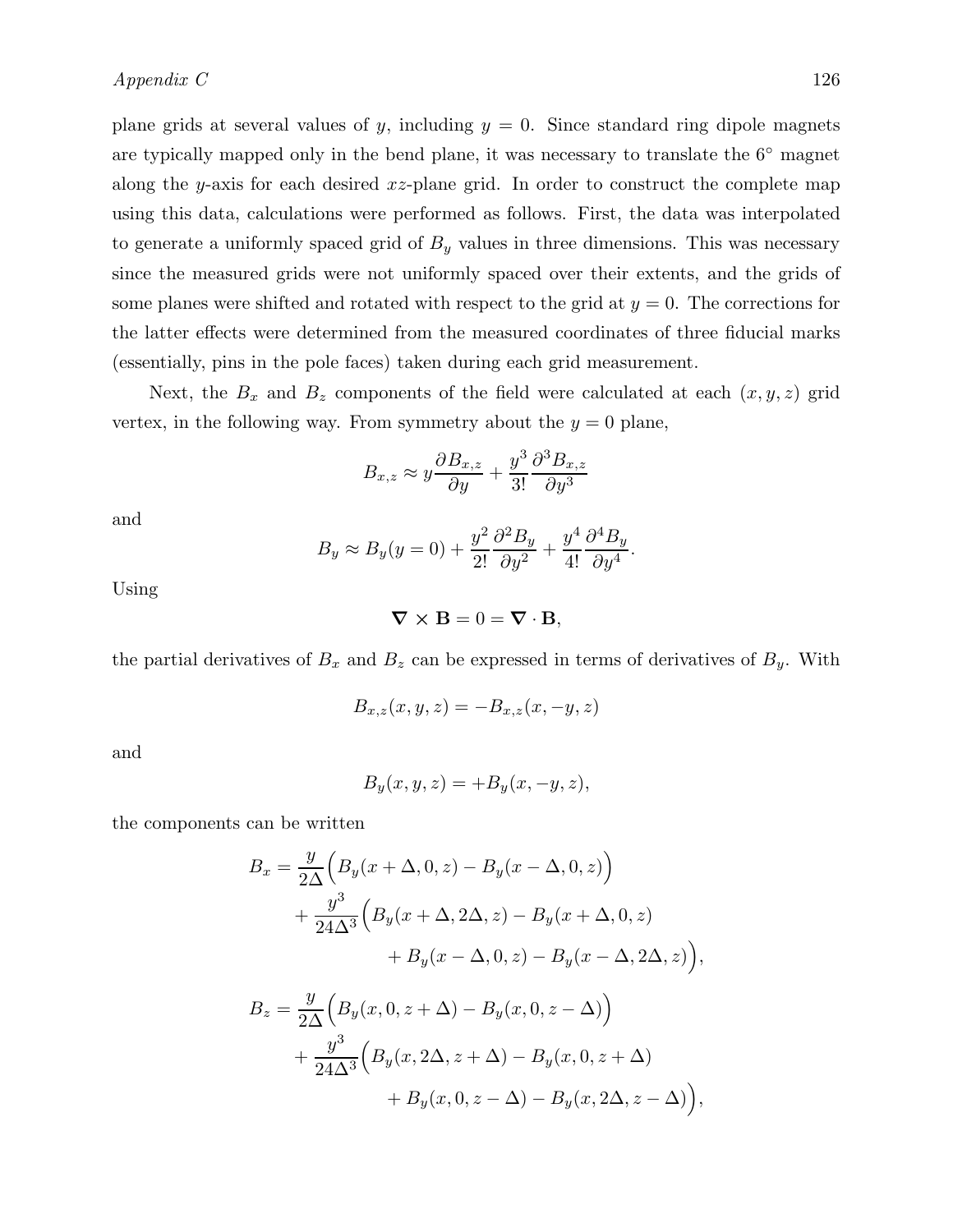plane grids at several values of $y$, including $y = 0$. Since standard ring dipole magnets are typically mapped only in the bend plane, it was necessary to translate the 6° magnet along the $y$-axis for each desired $xz$-plane grid. In order to construct the complete map using this data, calculations were performed as follows. First, the data was interpolated to generate a uniformly spaced grid of $B_y$ values in three dimensions. This was necessary since the measured grids were not uniformly spaced over their extents, and the grids of some planes were shifted and rotated with respect to the grid at $y = 0$. The corrections for the latter effects were determined from the measured coordinates of three fiducial marks (essentially, pins in the pole faces) taken during each grid measurement.

Next, the $B_x$ and $B_z$ components of the field were calculated at each $(x, y, z)$ grid vertex, in the following way. From symmetry about the $y = 0$ plane,

$$B_{x,z} \approx y \frac{\partial B_{x,z}}{\partial y} + \frac{y^3}{3!} \frac{\partial^3 B_{x,z}}{\partial y^3}$$

and

$$B_y \approx B_y(y = 0) + \frac{y^2}{2!} \frac{\partial^2 B_y}{\partial y^2} + \frac{y^4}{4!} \frac{\partial^4 B_y}{\partial y^4}.$$

Using

$$\boldsymbol{\nabla} \times \mathbf{B} = 0 = \boldsymbol{\nabla} \cdot \mathbf{B},$$

the partial derivatives of $B_x$ and $B_z$ can be expressed in terms of derivatives of $B_y$. With

$$B_{x,z}(x, y, z) = -B_{x,z}(x, -y, z)$$

and

$$B_y(x, y, z) = +B_y(x, -y, z),$$

the components can be written

$$\begin{aligned}
B_x = & \frac{y}{2\Delta}\Big(B_y(x + \Delta, 0, z) - B_y(x - \Delta, 0, z)\Big) \\
& + \frac{y^3}{24\Delta^3}\Big(B_y(x + \Delta, 2\Delta, z) - B_y(x + \Delta, 0, z) \\
& \qquad + B_y(x - \Delta, 0, z) - B_y(x - \Delta, 2\Delta, z)\Big),
\end{aligned}$$

$$\begin{aligned}
B_z = & \frac{y}{2\Delta}\Big(B_y(x, 0, z + \Delta) - B_y(x, 0, z - \Delta)\Big) \\
& + \frac{y^3}{24\Delta^3}\Big(B_y(x, 2\Delta, z + \Delta) - B_y(x, 0, z + \Delta) \\
& \qquad + B_y(x, 0, z - \Delta) - B_y(x, 2\Delta, z - \Delta)\Big),
\end{aligned}$$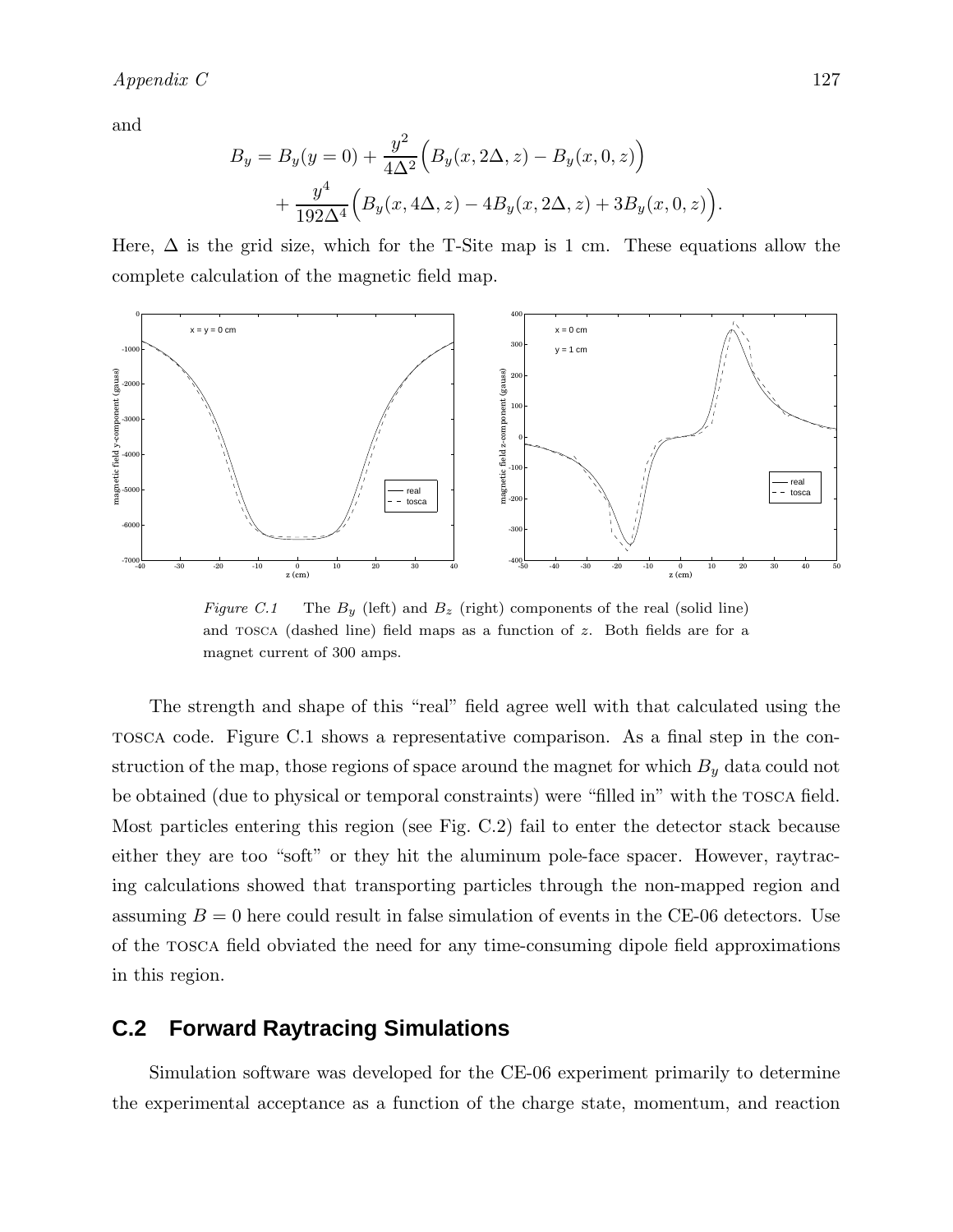and

$$B_y = B_y(y=0) + \frac{y^2}{4\Delta^2}\Big(B_y(x, 2\Delta, z) - B_y(x, 0, z)\Big) + \frac{y^4}{192\Delta^4}\Big(B_y(x, 4\Delta, z) - 4B_y(x, 2\Delta, z) + 3B_y(x, 0, z)\Big).$$

Here, $\Delta$ is the grid size, which for the T-Site map is 1 cm. These equations allow the complete calculation of the magnetic field map.

*Figure C.1* The $B_y$ (left) and $B_z$ (right) components of the real (solid line) and TOSCA (dashed line) field maps as a function of $z$. Both fields are for a magnet current of 300 amps.

The strength and shape of this "real" field agree well with that calculated using the TOSCA code. Figure C.1 shows a representative comparison. As a final step in the construction of the map, those regions of space around the magnet for which $B_y$ data could not be obtained (due to physical or temporal constraints) were "filled in" with the TOSCA field. Most particles entering this region (see Fig. C.2) fail to enter the detector stack because either they are too "soft" or they hit the aluminum pole-face spacer. However, raytracing calculations showed that transporting particles through the non-mapped region and assuming $B = 0$ here could result in false simulation of events in the CE-06 detectors. Use of the TOSCA field obviated the need for any time-consuming dipole field approximations in this region.

## C.2 Forward Raytracing Simulations

Simulation software was developed for the CE-06 experiment primarily to determine the experimental acceptance as a function of the charge state, momentum, and reaction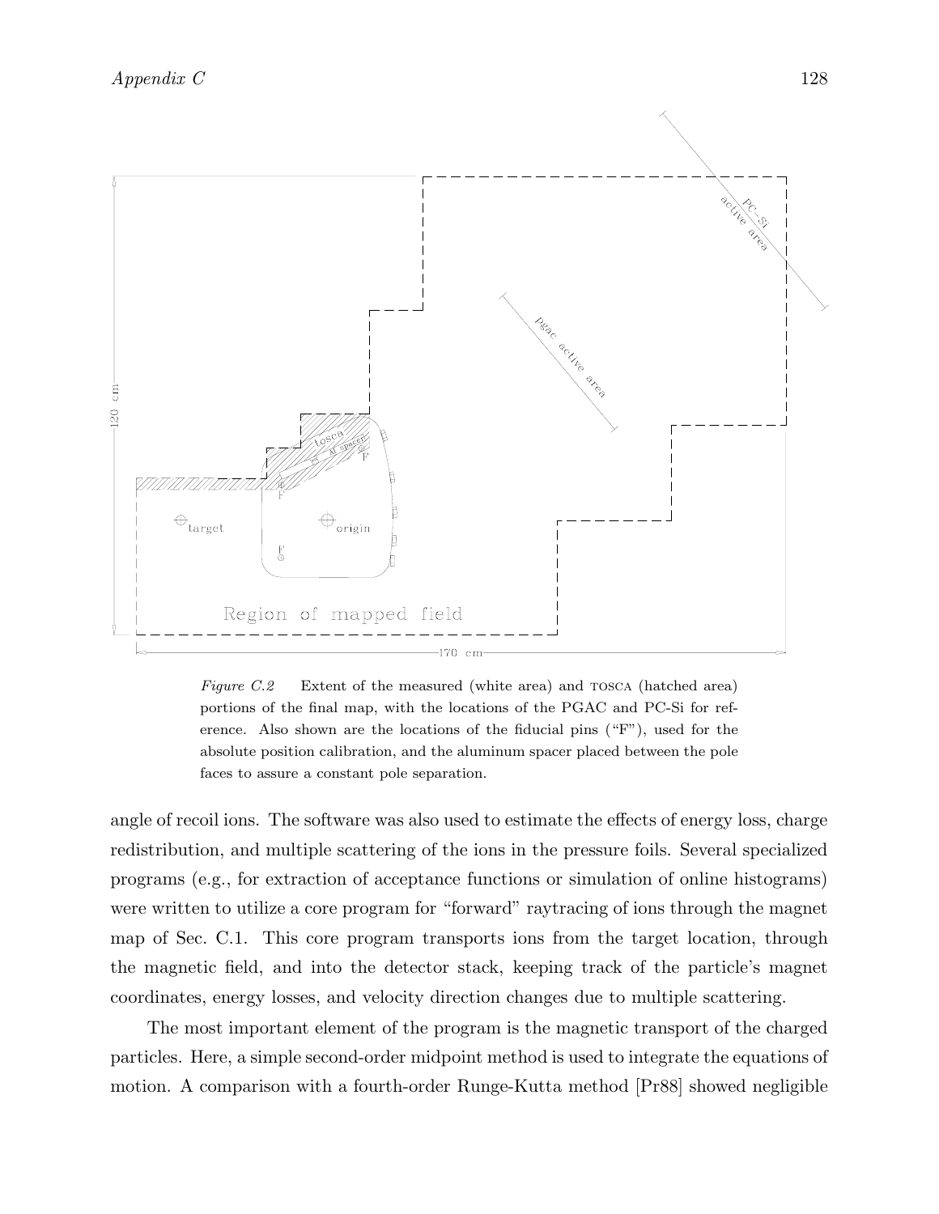*Figure C.2* Extent of the measured (white area) and TOSCA (hatched area) portions of the final map, with the locations of the PGAC and PC-Si for reference. Also shown are the locations of the fiducial pins ("F"), used for the absolute position calibration, and the aluminum spacer placed between the pole faces to assure a constant pole separation.

angle of recoil ions. The software was also used to estimate the effects of energy loss, charge redistribution, and multiple scattering of the ions in the pressure foils. Several specialized programs (e.g., for extraction of acceptance functions or simulation of online histograms) were written to utilize a core program for "forward" raytracing of ions through the magnet map of Sec. C.1. This core program transports ions from the target location, through the magnetic field, and into the detector stack, keeping track of the particle's magnet coordinates, energy losses, and velocity direction changes due to multiple scattering.

The most important element of the program is the magnetic transport of the charged particles. Here, a simple second-order midpoint method is used to integrate the equations of motion. A comparison with a fourth-order Runge-Kutta method [Pr88] showed negligible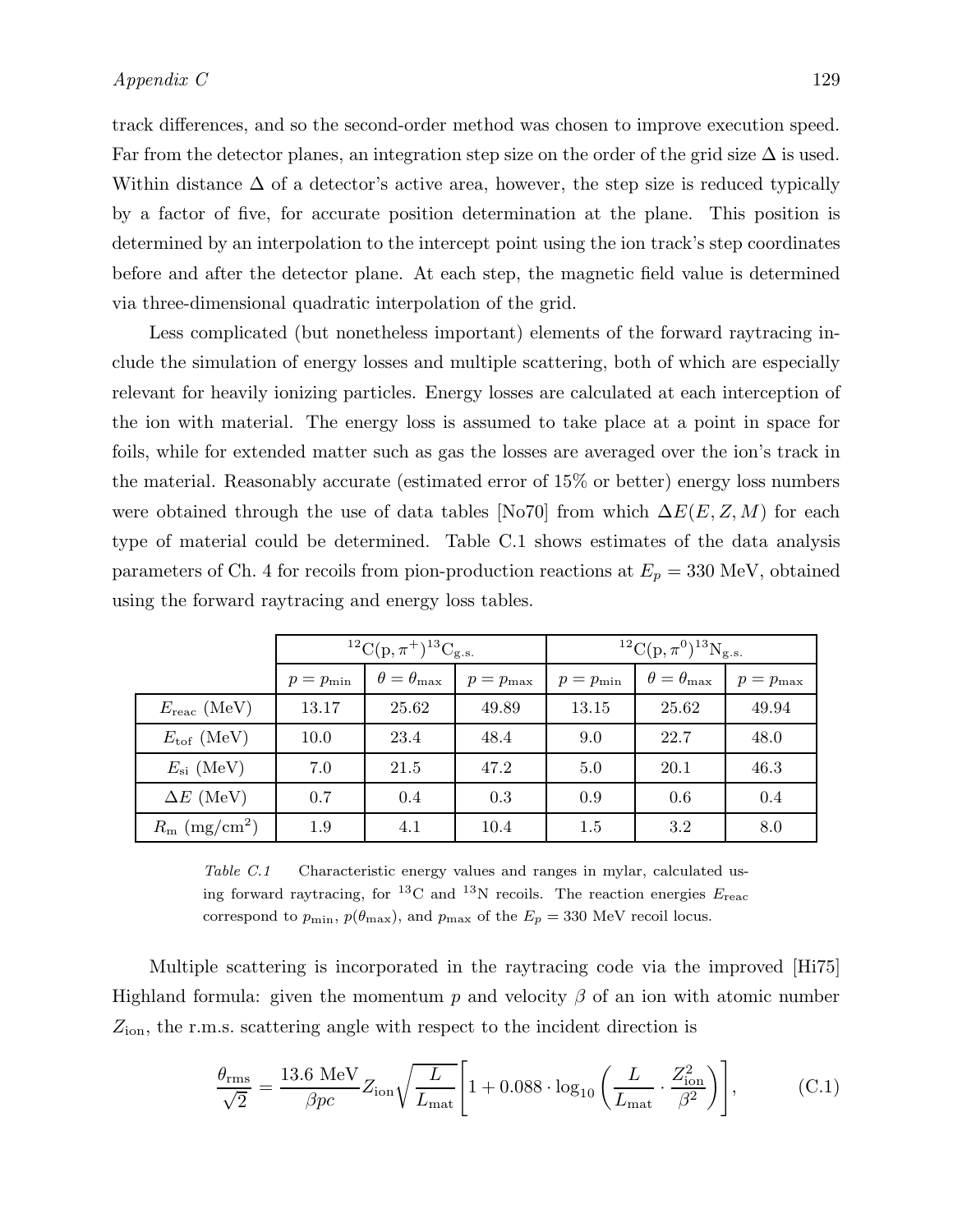track differences, and so the second-order method was chosen to improve execution speed. Far from the detector planes, an integration step size on the order of the grid size $\Delta$ is used. Within distance $\Delta$ of a detector's active area, however, the step size is reduced typically by a factor of five, for accurate position determination at the plane. This position is determined by an interpolation to the intercept point using the ion track's step coordinates before and after the detector plane. At each step, the magnetic field value is determined via three-dimensional quadratic interpolation of the grid.

Less complicated (but nonetheless important) elements of the forward raytracing include the simulation of energy losses and multiple scattering, both of which are especially relevant for heavily ionizing particles. Energy losses are calculated at each interception of the ion with material. The energy loss is assumed to take place at a point in space for foils, while for extended matter such as gas the losses are averaged over the ion's track in the material. Reasonably accurate (estimated error of 15% or better) energy loss numbers were obtained through the use of data tables [No70] from which $\Delta E(E, Z, M)$ for each type of material could be determined. Table C.1 shows estimates of the data analysis parameters of Ch. 4 for recoils from pion-production reactions at $E_p = 330$ MeV, obtained using the forward raytracing and energy loss tables.

| | $^{12}\mathrm{C}(\mathrm{p},\pi^+)^{13}\mathrm{C}_{\mathrm{g.s.}}$ | | | $^{12}\mathrm{C}(\mathrm{p},\pi^0)^{13}\mathrm{N}_{\mathrm{g.s.}}$ | | |
|---|---|---|---|---|---|---|
| | $p = p_{\min}$ | $\theta = \theta_{\max}$ | $p = p_{\max}$ | $p = p_{\min}$ | $\theta = \theta_{\max}$ | $p = p_{\max}$ |
| $E_{\mathrm{reac}}$ (MeV) | 13.17 | 25.62 | 49.89 | 13.15 | 25.62 | 49.94 |
| $E_{\mathrm{tof}}$ (MeV) | 10.0 | 23.4 | 48.4 | 9.0 | 22.7 | 48.0 |
| $E_{\mathrm{si}}$ (MeV) | 7.0 | 21.5 | 47.2 | 5.0 | 20.1 | 46.3 |
| $\Delta E$ (MeV) | 0.7 | 0.4 | 0.3 | 0.9 | 0.6 | 0.4 |
| $R_{\mathrm{m}}$ (mg/cm$^2$) | 1.9 | 4.1 | 10.4 | 1.5 | 3.2 | 8.0 |

*Table C.1* Characteristic energy values and ranges in mylar, calculated using forward raytracing, for $^{13}$C and $^{13}$N recoils. The reaction energies $E_{\mathrm{reac}}$ correspond to $p_{\min}$, $p(\theta_{\max})$, and $p_{\max}$ of the $E_p = 330$ MeV recoil locus.

Multiple scattering is incorporated in the raytracing code via the improved [Hi75] Highland formula: given the momentum $p$ and velocity $\beta$ of an ion with atomic number $Z_{\mathrm{ion}}$, the r.m.s. scattering angle with respect to the incident direction is

$$\frac{\theta_{\mathrm{rms}}}{\sqrt{2}} = \frac{13.6\ \mathrm{MeV}}{\beta p c} Z_{\mathrm{ion}} \sqrt{\frac{L}{L_{\mathrm{mat}}}} \left[ 1 + 0.088 \cdot \log_{10} \left( \frac{L}{L_{\mathrm{mat}}} \cdot \frac{Z_{\mathrm{ion}}^2}{\beta^2} \right) \right], \tag{C.1}$$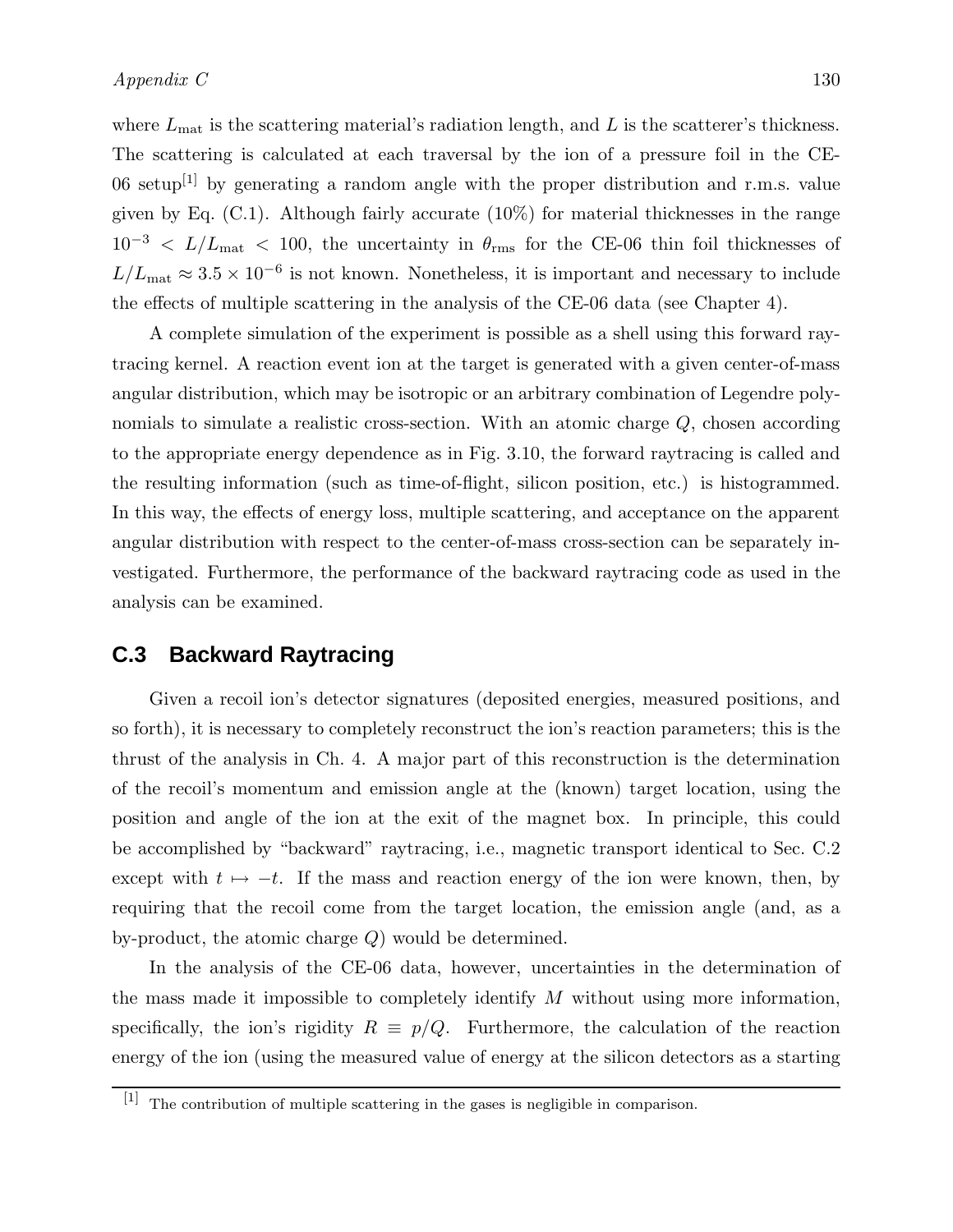where $L_{\rm mat}$ is the scattering material's radiation length, and $L$ is the scatterer's thickness. The scattering is calculated at each traversal by the ion of a pressure foil in the CE-06 setup[1] by generating a random angle with the proper distribution and r.m.s. value given by Eq. (C.1). Although fairly accurate (10%) for material thicknesses in the range $10^{-3} < L/L_{\rm mat} < 100$, the uncertainty in $\theta_{\rm rms}$ for the CE-06 thin foil thicknesses of $L/L_{\rm mat} \approx 3.5 \times 10^{-6}$ is not known. Nonetheless, it is important and necessary to include the effects of multiple scattering in the analysis of the CE-06 data (see Chapter 4).

A complete simulation of the experiment is possible as a shell using this forward raytracing kernel. A reaction event ion at the target is generated with a given center-of-mass angular distribution, which may be isotropic or an arbitrary combination of Legendre polynomials to simulate a realistic cross-section. With an atomic charge $Q$, chosen according to the appropriate energy dependence as in Fig. 3.10, the forward raytracing is called and the resulting information (such as time-of-flight, silicon position, etc.) is histogrammed. In this way, the effects of energy loss, multiple scattering, and acceptance on the apparent angular distribution with respect to the center-of-mass cross-section can be separately investigated. Furthermore, the performance of the backward raytracing code as used in the analysis can be examined.

## C.3 Backward Raytracing

Given a recoil ion's detector signatures (deposited energies, measured positions, and so forth), it is necessary to completely reconstruct the ion's reaction parameters; this is the thrust of the analysis in Ch. 4. A major part of this reconstruction is the determination of the recoil's momentum and emission angle at the (known) target location, using the position and angle of the ion at the exit of the magnet box. In principle, this could be accomplished by "backward" raytracing, i.e., magnetic transport identical to Sec. C.2 except with $t \mapsto -t$. If the mass and reaction energy of the ion were known, then, by requiring that the recoil come from the target location, the emission angle (and, as a by-product, the atomic charge $Q$) would be determined.

In the analysis of the CE-06 data, however, uncertainties in the determination of the mass made it impossible to completely identify $M$ without using more information, specifically, the ion's rigidity $R \equiv p/Q$. Furthermore, the calculation of the reaction energy of the ion (using the measured value of energy at the silicon detectors as a starting

---

[1] The contribution of multiple scattering in the gases is negligible in comparison.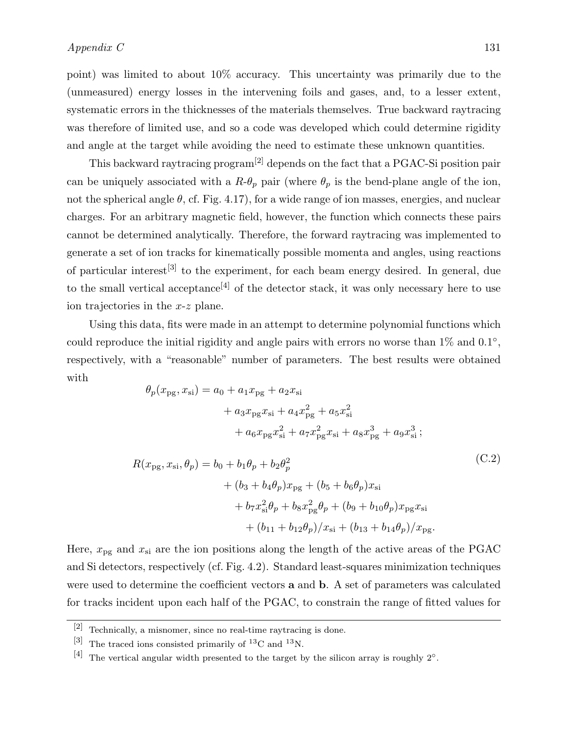point) was limited to about 10% accuracy. This uncertainty was primarily due to the (unmeasured) energy losses in the intervening foils and gases, and, to a lesser extent, systematic errors in the thicknesses of the materials themselves. True backward raytracing was therefore of limited use, and so a code was developed which could determine rigidity and angle at the target while avoiding the need to estimate these unknown quantities.

This backward raytracing program[2] depends on the fact that a PGAC-Si position pair can be uniquely associated with a $R$-$\theta_p$ pair (where $\theta_p$ is the bend-plane angle of the ion, not the spherical angle $\theta$, cf. Fig. 4.17), for a wide range of ion masses, energies, and nuclear charges. For an arbitrary magnetic field, however, the function which connects these pairs cannot be determined analytically. Therefore, the forward raytracing was implemented to generate a set of ion tracks for kinematically possible momenta and angles, using reactions of particular interest[3] to the experiment, for each beam energy desired. In general, due to the small vertical acceptance[4] of the detector stack, it was only necessary here to use ion trajectories in the $x$-$z$ plane.

Using this data, fits were made in an attempt to determine polynomial functions which could reproduce the initial rigidity and angle pairs with errors no worse than 1% and 0.1°, respectively, with a "reasonable" number of parameters. The best results were obtained with

$$
\begin{aligned}
\theta_p(x_{\rm pg}, x_{\rm si}) &= a_0 + a_1 x_{\rm pg} + a_2 x_{\rm si} \\
&\quad + a_3 x_{\rm pg} x_{\rm si} + a_4 x_{\rm pg}^2 + a_5 x_{\rm si}^2 \\
&\quad + a_6 x_{\rm pg} x_{\rm si}^2 + a_7 x_{\rm pg}^2 x_{\rm si} + a_8 x_{\rm pg}^3 + a_9 x_{\rm si}^3\,; \\
R(x_{\rm pg}, x_{\rm si}, \theta_p) &= b_0 + b_1\theta_p + b_2\theta_p^2 \\
&\quad + (b_3 + b_4\theta_p)x_{\rm pg} + (b_5 + b_6\theta_p)x_{\rm si} \\
&\quad + b_7 x_{\rm si}^2\theta_p + b_8 x_{\rm pg}^2\theta_p + (b_9 + b_{10}\theta_p)x_{\rm pg}x_{\rm si} \\
&\quad + (b_{11} + b_{12}\theta_p)/x_{\rm si} + (b_{13} + b_{14}\theta_p)/x_{\rm pg}.
\end{aligned}
\tag{C.2}
$$

Here, $x_{\rm pg}$ and $x_{\rm si}$ are the ion positions along the length of the active areas of the PGAC and Si detectors, respectively (cf. Fig. 4.2). Standard least-squares minimization techniques were used to determine the coefficient vectors **a** and **b**. A set of parameters was calculated for tracks incident upon each half of the PGAC, to constrain the range of fitted values for

---

[2] Technically, a misnomer, since no real-time raytracing is done.

[3] The traced ions consisted primarily of $^{13}$C and $^{13}$N.

[4] The vertical angular width presented to the target by the silicon array is roughly 2°.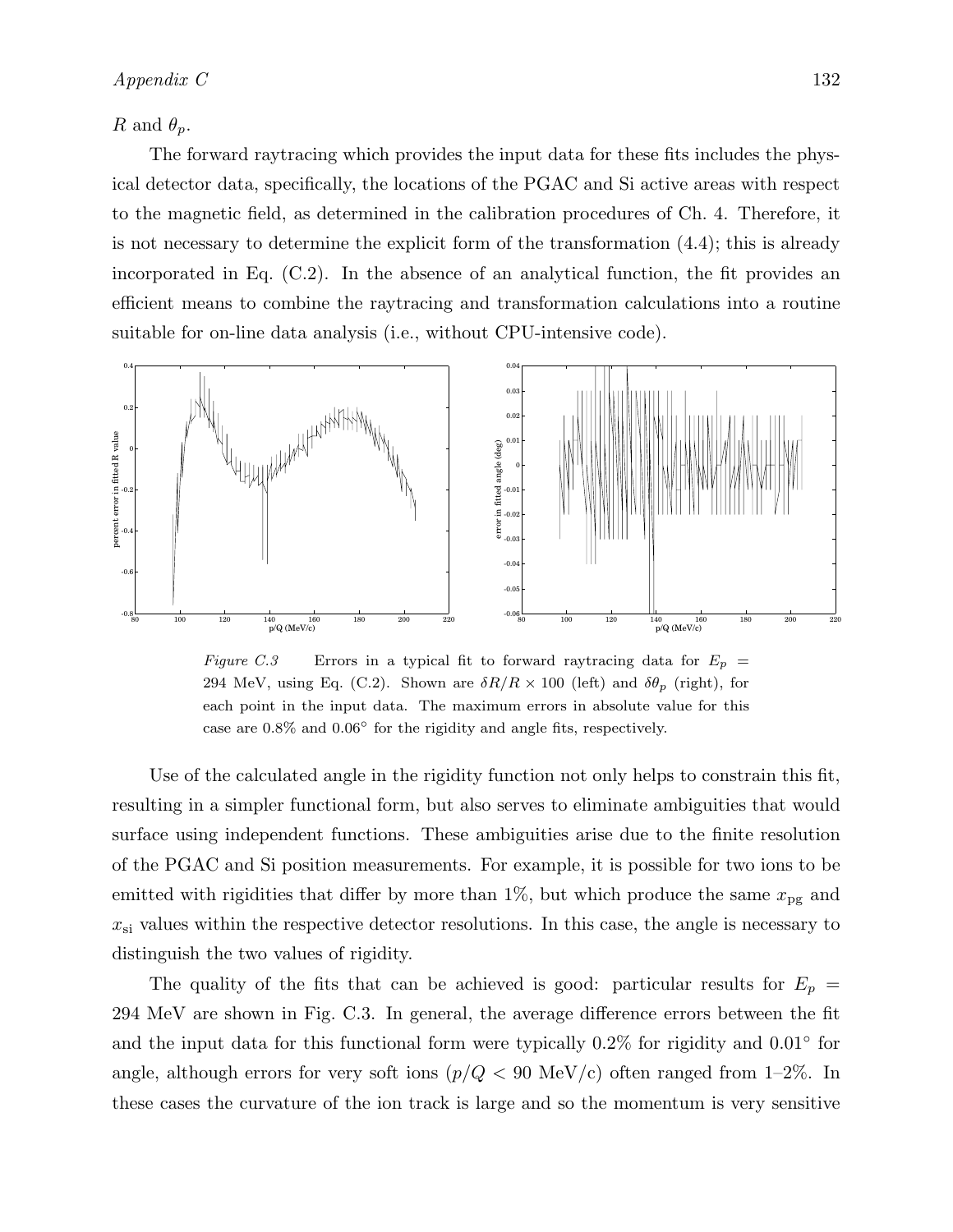$R$ and $\theta_p$.

The forward raytracing which provides the input data for these fits includes the physical detector data, specifically, the locations of the PGAC and Si active areas with respect to the magnetic field, as determined in the calibration procedures of Ch. 4. Therefore, it is not necessary to determine the explicit form of the transformation (4.4); this is already incorporated in Eq. (C.2). In the absence of an analytical function, the fit provides an efficient means to combine the raytracing and transformation calculations into a routine suitable for on-line data analysis (i.e., without CPU-intensive code).

*Figure C.3* Errors in a typical fit to forward raytracing data for $E_p$ = 294 MeV, using Eq. (C.2). Shown are $\delta R/R \times 100$ (left) and $\delta\theta_p$ (right), for each point in the input data. The maximum errors in absolute value for this case are 0.8% and 0.06° for the rigidity and angle fits, respectively.

Use of the calculated angle in the rigidity function not only helps to constrain this fit, resulting in a simpler functional form, but also serves to eliminate ambiguities that would surface using independent functions. These ambiguities arise due to the finite resolution of the PGAC and Si position measurements. For example, it is possible for two ions to be emitted with rigidities that differ by more than 1%, but which produce the same $x_{\rm pg}$ and $x_{\rm si}$ values within the respective detector resolutions. In this case, the angle is necessary to distinguish the two values of rigidity.

The quality of the fits that can be achieved is good: particular results for $E_p$ = 294 MeV are shown in Fig. C.3. In general, the average difference errors between the fit and the input data for this functional form were typically 0.2% for rigidity and 0.01° for angle, although errors for very soft ions ($p/Q$ < 90 MeV/c) often ranged from 1–2%. In these cases the curvature of the ion track is large and so the momentum is very sensitive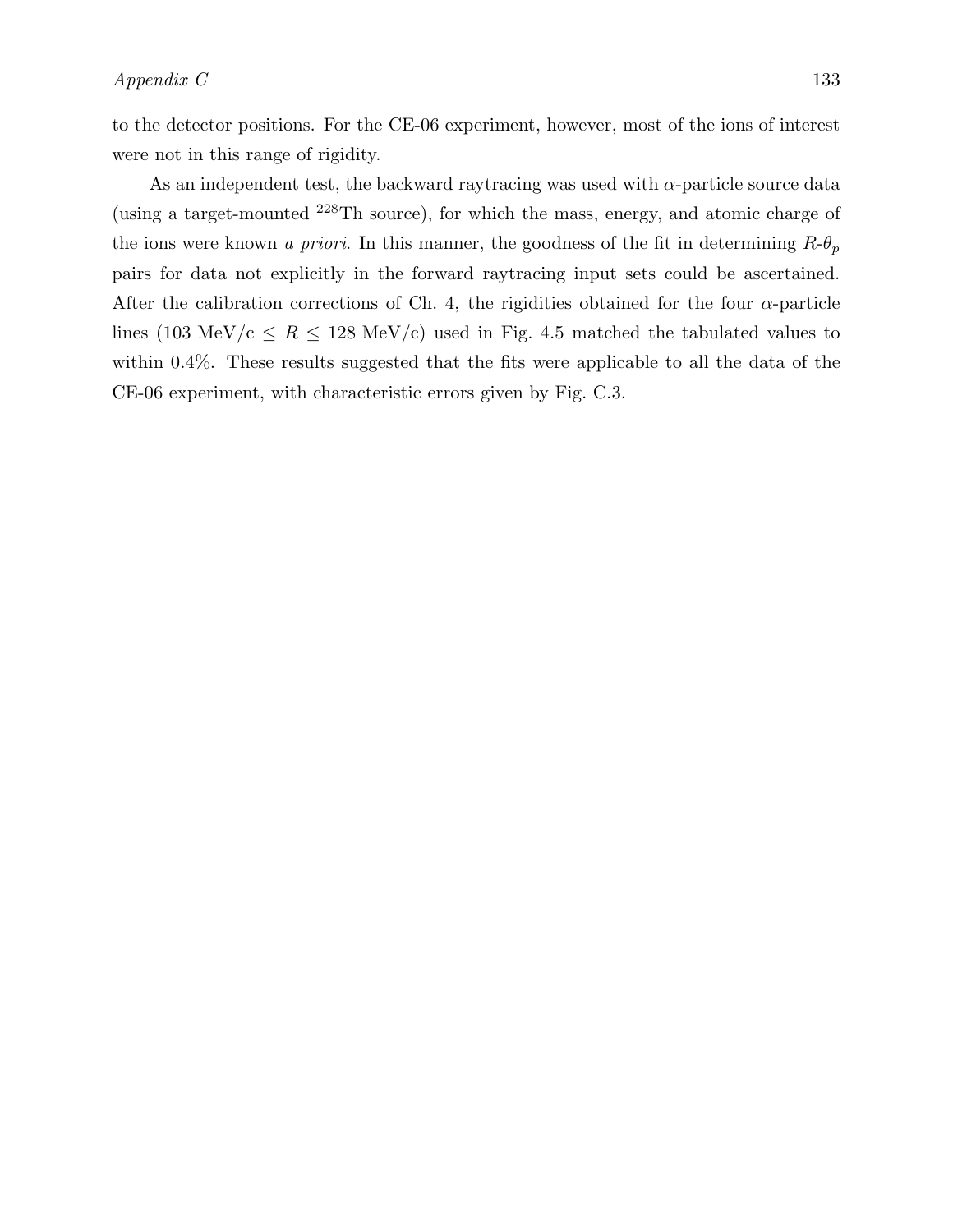to the detector positions. For the CE-06 experiment, however, most of the ions of interest were not in this range of rigidity.

As an independent test, the backward raytracing was used with $\alpha$-particle source data (using a target-mounted $^{228}$Th source), for which the mass, energy, and atomic charge of the ions were known *a priori*. In this manner, the goodness of the fit in determining $R$-$\theta_p$ pairs for data not explicitly in the forward raytracing input sets could be ascertained. After the calibration corrections of Ch. 4, the rigidities obtained for the four $\alpha$-particle lines (103 MeV/c $\leq R \leq$ 128 MeV/c) used in Fig. 4.5 matched the tabulated values to within 0.4%. These results suggested that the fits were applicable to all the data of the CE-06 experiment, with characteristic errors given by Fig. C.3.